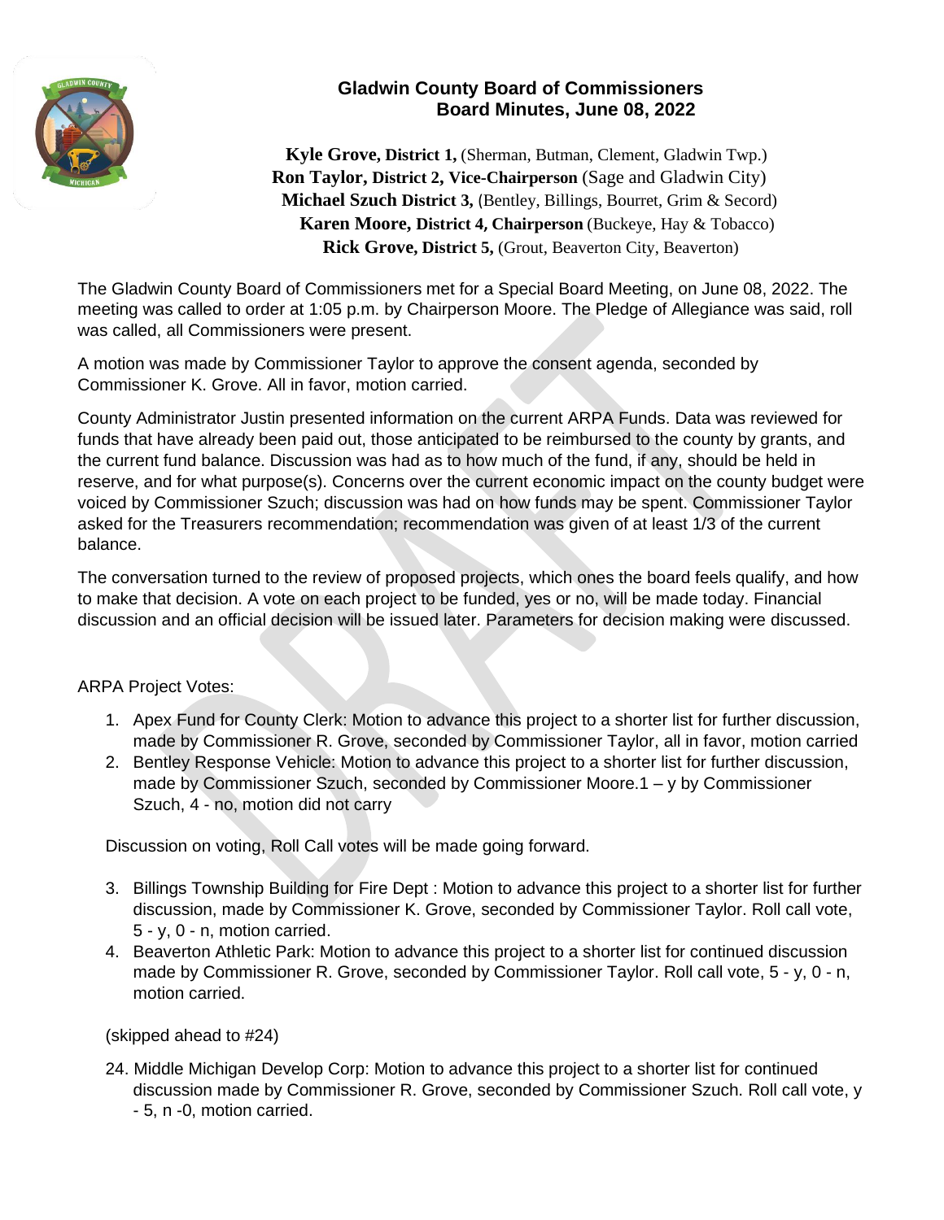## Gladwin County Board of Commissioners
## Board Minutes, June 08, 2022

**Kyle Grove, District 1,** (Sherman, Butman, Clement, Gladwin Twp.)
**Ron Taylor, District 2, Vice-Chairperson** (Sage and Gladwin City)
**Michael Szuch District 3,** (Bentley, Billings, Bourret, Grim & Secord)
**Karen Moore, District 4, Chairperson** (Buckeye, Hay & Tobacco)
**Rick Grove, District 5,** (Grout, Beaverton City, Beaverton)

The Gladwin County Board of Commissioners met for a Special Board Meeting, on June 08, 2022. The meeting was called to order at 1:05 p.m. by Chairperson Moore. The Pledge of Allegiance was said, roll was called, all Commissioners were present.

A motion was made by Commissioner Taylor to approve the consent agenda, seconded by Commissioner K. Grove. All in favor, motion carried.

County Administrator Justin presented information on the current ARPA Funds. Data was reviewed for funds that have already been paid out, those anticipated to be reimbursed to the county by grants, and the current fund balance. Discussion was had as to how much of the fund, if any, should be held in reserve, and for what purpose(s). Concerns over the current economic impact on the county budget were voiced by Commissioner Szuch; discussion was had on how funds may be spent. Commissioner Taylor asked for the Treasurers recommendation; recommendation was given of at least 1/3 of the current balance.

The conversation turned to the review of proposed projects, which ones the board feels qualify, and how to make that decision. A vote on each project to be funded, yes or no, will be made today. Financial discussion and an official decision will be issued later. Parameters for decision making were discussed.

ARPA Project Votes:

1. Apex Fund for County Clerk: Motion to advance this project to a shorter list for further discussion, made by Commissioner R. Grove, seconded by Commissioner Taylor, all in favor, motion carried
2. Bentley Response Vehicle: Motion to advance this project to a shorter list for further discussion, made by Commissioner Szuch, seconded by Commissioner Moore.1 – y by Commissioner Szuch, 4 - no, motion did not carry

Discussion on voting, Roll Call votes will be made going forward.

3. Billings Township Building for Fire Dept : Motion to advance this project to a shorter list for further discussion, made by Commissioner K. Grove, seconded by Commissioner Taylor. Roll call vote, 5 - y, 0 - n, motion carried.
4. Beaverton Athletic Park: Motion to advance this project to a shorter list for continued discussion made by Commissioner R. Grove, seconded by Commissioner Taylor. Roll call vote, 5 - y, 0 - n, motion carried.

(skipped ahead to #24)

24. Middle Michigan Develop Corp: Motion to advance this project to a shorter list for continued discussion made by Commissioner R. Grove, seconded by Commissioner Szuch. Roll call vote, y - 5, n -0, motion carried.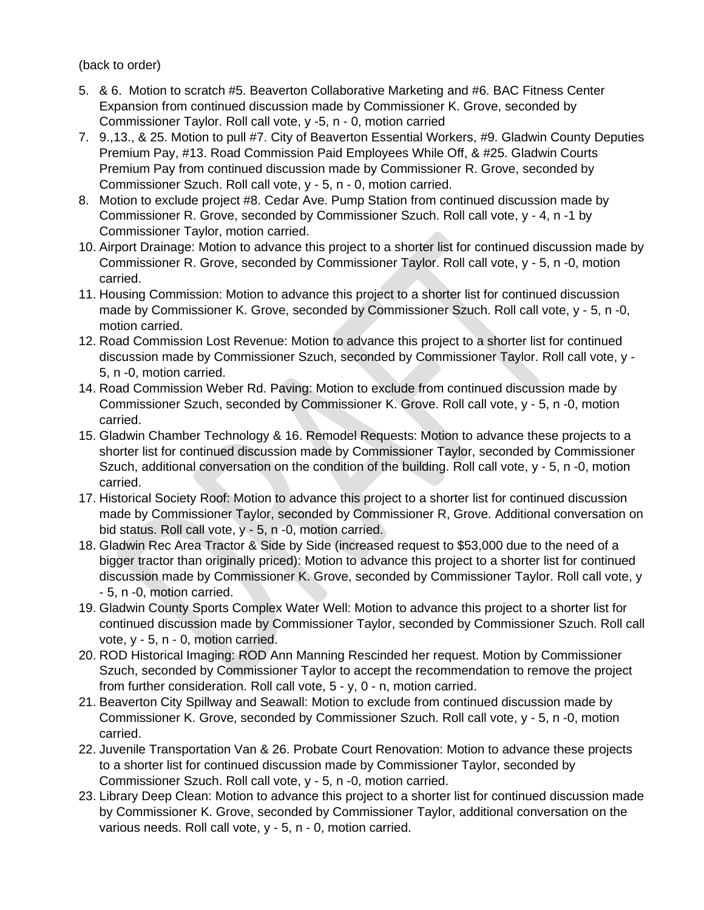(back to order)

5. & 6. Motion to scratch #5. Beaverton Collaborative Marketing and #6. BAC Fitness Center Expansion from continued discussion made by Commissioner K. Grove, seconded by Commissioner Taylor. Roll call vote, y -5, n - 0, motion carried
7. 9.,13., & 25. Motion to pull #7. City of Beaverton Essential Workers, #9. Gladwin County Deputies Premium Pay, #13. Road Commission Paid Employees While Off, & #25. Gladwin Courts Premium Pay from continued discussion made by Commissioner R. Grove, seconded by Commissioner Szuch. Roll call vote, y - 5, n - 0, motion carried.
8. Motion to exclude project #8. Cedar Ave. Pump Station from continued discussion made by Commissioner R. Grove, seconded by Commissioner Szuch. Roll call vote, y - 4, n -1 by Commissioner Taylor, motion carried.
10. Airport Drainage: Motion to advance this project to a shorter list for continued discussion made by Commissioner R. Grove, seconded by Commissioner Taylor. Roll call vote, y - 5, n -0, motion carried.
11. Housing Commission: Motion to advance this project to a shorter list for continued discussion made by Commissioner K. Grove, seconded by Commissioner Szuch. Roll call vote, y - 5, n -0, motion carried.
12. Road Commission Lost Revenue: Motion to advance this project to a shorter list for continued discussion made by Commissioner Szuch, seconded by Commissioner Taylor. Roll call vote, y - 5, n -0, motion carried.
14. Road Commission Weber Rd. Paving: Motion to exclude from continued discussion made by Commissioner Szuch, seconded by Commissioner K. Grove. Roll call vote, y - 5, n -0, motion carried.
15. Gladwin Chamber Technology & 16. Remodel Requests: Motion to advance these projects to a shorter list for continued discussion made by Commissioner Taylor, seconded by Commissioner Szuch, additional conversation on the condition of the building. Roll call vote, y - 5, n -0, motion carried.
17. Historical Society Roof: Motion to advance this project to a shorter list for continued discussion made by Commissioner Taylor, seconded by Commissioner R, Grove. Additional conversation on bid status. Roll call vote, y - 5, n -0, motion carried.
18. Gladwin Rec Area Tractor & Side by Side (increased request to $53,000 due to the need of a bigger tractor than originally priced): Motion to advance this project to a shorter list for continued discussion made by Commissioner K. Grove, seconded by Commissioner Taylor. Roll call vote, y - 5, n -0, motion carried.
19. Gladwin County Sports Complex Water Well: Motion to advance this project to a shorter list for continued discussion made by Commissioner Taylor, seconded by Commissioner Szuch. Roll call vote, y - 5, n - 0, motion carried.
20. ROD Historical Imaging: ROD Ann Manning Rescinded her request. Motion by Commissioner Szuch, seconded by Commissioner Taylor to accept the recommendation to remove the project from further consideration. Roll call vote, 5 - y, 0 - n, motion carried.
21. Beaverton City Spillway and Seawall: Motion to exclude from continued discussion made by Commissioner K. Grove, seconded by Commissioner Szuch. Roll call vote, y - 5, n -0, motion carried.
22. Juvenile Transportation Van & 26. Probate Court Renovation: Motion to advance these projects to a shorter list for continued discussion made by Commissioner Taylor, seconded by Commissioner Szuch. Roll call vote, y - 5, n -0, motion carried.
23. Library Deep Clean: Motion to advance this project to a shorter list for continued discussion made by Commissioner K. Grove, seconded by Commissioner Taylor, additional conversation on the various needs. Roll call vote, y - 5, n - 0, motion carried.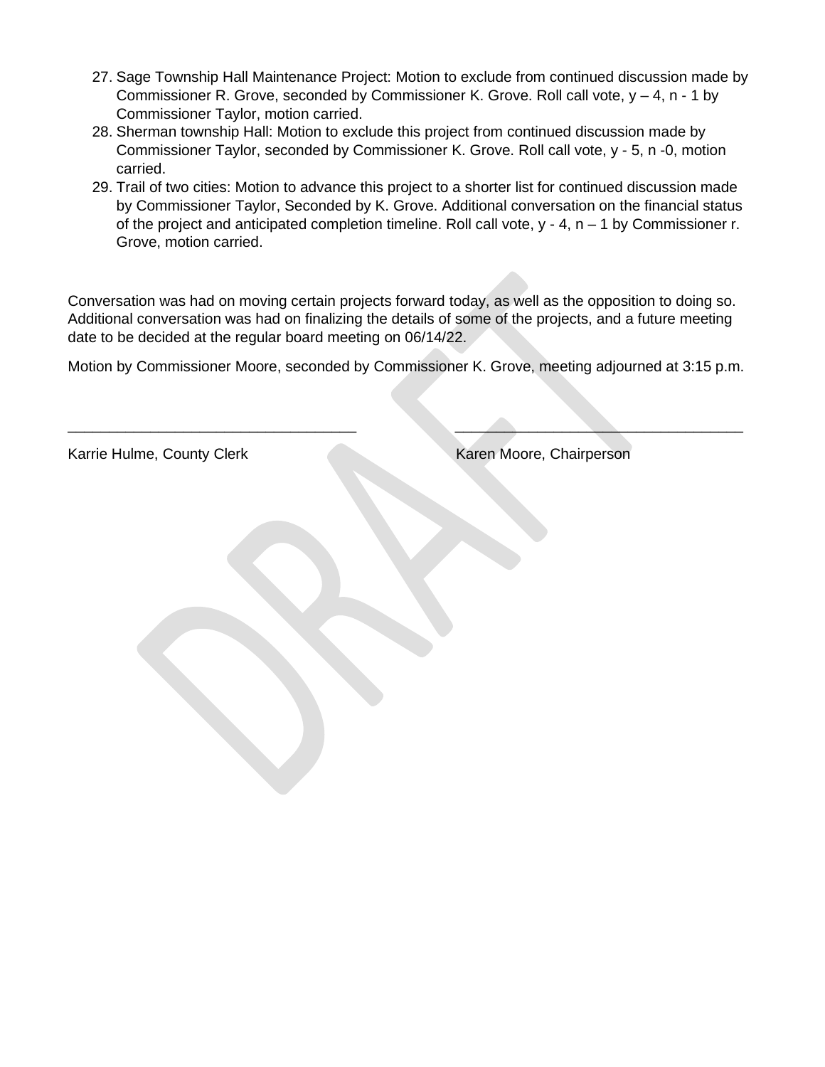27. Sage Township Hall Maintenance Project: Motion to exclude from continued discussion made by Commissioner R. Grove, seconded by Commissioner K. Grove. Roll call vote, y – 4, n - 1 by Commissioner Taylor, motion carried.
28. Sherman township Hall: Motion to exclude this project from continued discussion made by Commissioner Taylor, seconded by Commissioner K. Grove. Roll call vote, y - 5, n -0, motion carried.
29. Trail of two cities: Motion to advance this project to a shorter list for continued discussion made by Commissioner Taylor, Seconded by K. Grove. Additional conversation on the financial status of the project and anticipated completion timeline. Roll call vote, y - 4, n – 1 by Commissioner r. Grove, motion carried.

Conversation was had on moving certain projects forward today, as well as the opposition to doing so. Additional conversation was had on finalizing the details of some of the projects, and a future meeting date to be decided at the regular board meeting on 06/14/22.

Motion by Commissioner Moore, seconded by Commissioner K. Grove, meeting adjourned at 3:15 p.m.

\_\_\_\_\_\_\_\_\_\_\_\_\_\_\_\_\_\_\_\_\_\_\_\_\_\_\_\_\_\_\_\_\_\_\_ \_\_\_\_\_\_\_\_\_\_\_\_\_\_\_\_\_\_\_\_\_\_\_\_\_\_\_\_\_\_\_\_\_\_\_

Karrie Hulme, County Clerk Karen Moore, Chairperson

DRAFT